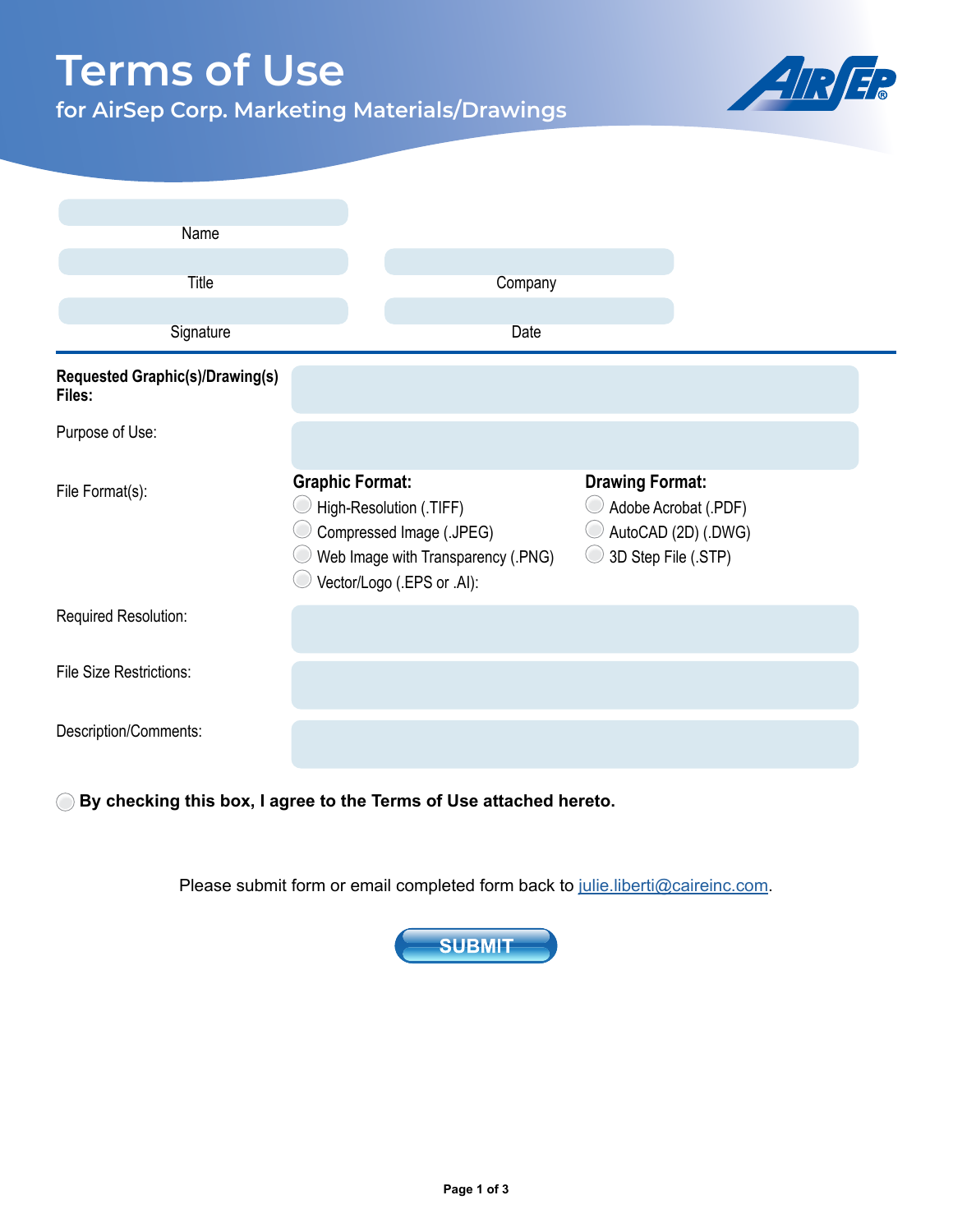# Terms of Use

## for AirSep Corp. Marketing Materials/Drawings

Name

Title

Company

Signature

Date

---

**Requested Graphic(s)/Drawing(s) Files:**

Purpose of Use:

File Format(s):

**Graphic Format:**

- ○ High-Resolution (.TIFF)
- ○ Compressed Image (.JPEG)
- ○ Web Image with Transparency (.PNG)
- ○ Vector/Logo (.EPS or .AI):

**Drawing Format:**

- ○ Adobe Acrobat (.PDF)
- ○ AutoCAD (2D) (.DWG)
- ○ 3D Step File (.STP)

Required Resolution:

File Size Restrictions:

Description/Comments:

○ **By checking this box, I agree to the Terms of Use attached hereto.**

Please submit form or email completed form back to julie.liberti@caireinc.com.

SUBMIT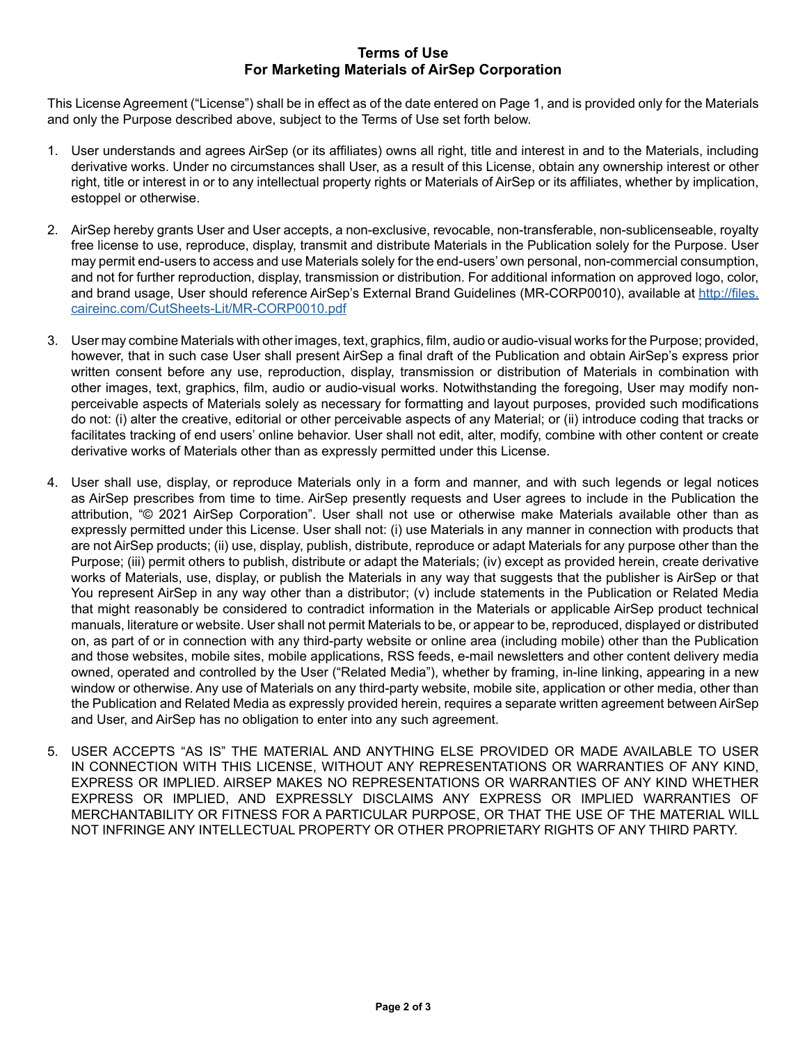# Terms of Use
# For Marketing Materials of AirSep Corporation

This License Agreement ("License") shall be in effect as of the date entered on Page 1, and is provided only for the Materials and only the Purpose described above, subject to the Terms of Use set forth below.

1. User understands and agrees AirSep (or its affiliates) owns all right, title and interest in and to the Materials, including derivative works. Under no circumstances shall User, as a result of this License, obtain any ownership interest or other right, title or interest in or to any intellectual property rights or Materials of AirSep or its affiliates, whether by implication, estoppel or otherwise.

2. AirSep hereby grants User and User accepts, a non-exclusive, revocable, non-transferable, non-sublicenseable, royalty free license to use, reproduce, display, transmit and distribute Materials in the Publication solely for the Purpose. User may permit end-users to access and use Materials solely for the end-users' own personal, non-commercial consumption, and not for further reproduction, display, transmission or distribution. For additional information on approved logo, color, and brand usage, User should reference AirSep's External Brand Guidelines (MR-CORP0010), available at http://files.caireinc.com/CutSheets-Lit/MR-CORP0010.pdf

3. User may combine Materials with other images, text, graphics, film, audio or audio-visual works for the Purpose; provided, however, that in such case User shall present AirSep a final draft of the Publication and obtain AirSep's express prior written consent before any use, reproduction, display, transmission or distribution of Materials in combination with other images, text, graphics, film, audio or audio-visual works. Notwithstanding the foregoing, User may modify non-perceivable aspects of Materials solely as necessary for formatting and layout purposes, provided such modifications do not: (i) alter the creative, editorial or other perceivable aspects of any Material; or (ii) introduce coding that tracks or facilitates tracking of end users' online behavior. User shall not edit, alter, modify, combine with other content or create derivative works of Materials other than as expressly permitted under this License.

4. User shall use, display, or reproduce Materials only in a form and manner, and with such legends or legal notices as AirSep prescribes from time to time. AirSep presently requests and User agrees to include in the Publication the attribution, "© 2021 AirSep Corporation". User shall not use or otherwise make Materials available other than as expressly permitted under this License. User shall not: (i) use Materials in any manner in connection with products that are not AirSep products; (ii) use, display, publish, distribute, reproduce or adapt Materials for any purpose other than the Purpose; (iii) permit others to publish, distribute or adapt the Materials; (iv) except as provided herein, create derivative works of Materials, use, display, or publish the Materials in any way that suggests that the publisher is AirSep or that You represent AirSep in any way other than a distributor; (v) include statements in the Publication or Related Media that might reasonably be considered to contradict information in the Materials or applicable AirSep product technical manuals, literature or website. User shall not permit Materials to be, or appear to be, reproduced, displayed or distributed on, as part of or in connection with any third-party website or online area (including mobile) other than the Publication and those websites, mobile sites, mobile applications, RSS feeds, e-mail newsletters and other content delivery media owned, operated and controlled by the User ("Related Media"), whether by framing, in-line linking, appearing in a new window or otherwise. Any use of Materials on any third-party website, mobile site, application or other media, other than the Publication and Related Media as expressly provided herein, requires a separate written agreement between AirSep and User, and AirSep has no obligation to enter into any such agreement.

5. USER ACCEPTS "AS IS" THE MATERIAL AND ANYTHING ELSE PROVIDED OR MADE AVAILABLE TO USER IN CONNECTION WITH THIS LICENSE, WITHOUT ANY REPRESENTATIONS OR WARRANTIES OF ANY KIND, EXPRESS OR IMPLIED. AIRSEP MAKES NO REPRESENTATIONS OR WARRANTIES OF ANY KIND WHETHER EXPRESS OR IMPLIED, AND EXPRESSLY DISCLAIMS ANY EXPRESS OR IMPLIED WARRANTIES OF MERCHANTABILITY OR FITNESS FOR A PARTICULAR PURPOSE, OR THAT THE USE OF THE MATERIAL WILL NOT INFRINGE ANY INTELLECTUAL PROPERTY OR OTHER PROPRIETARY RIGHTS OF ANY THIRD PARTY.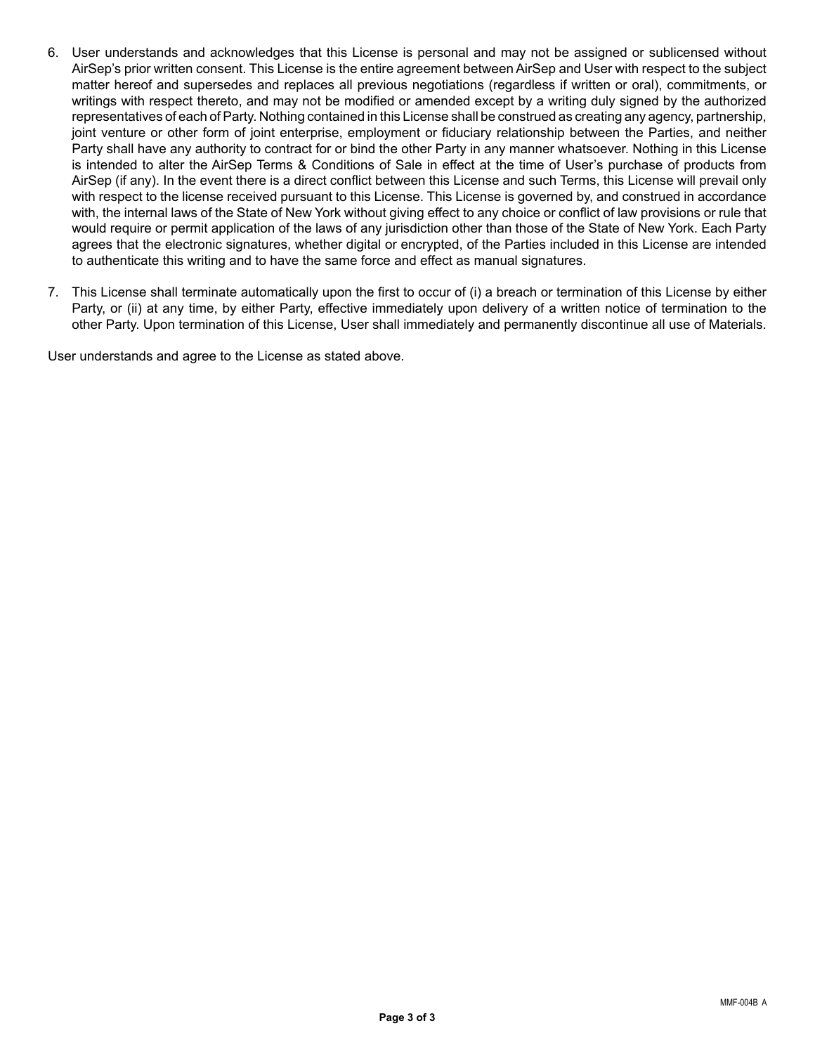6. User understands and acknowledges that this License is personal and may not be assigned or sublicensed without AirSep's prior written consent. This License is the entire agreement between AirSep and User with respect to the subject matter hereof and supersedes and replaces all previous negotiations (regardless if written or oral), commitments, or writings with respect thereto, and may not be modified or amended except by a writing duly signed by the authorized representatives of each of Party. Nothing contained in this License shall be construed as creating any agency, partnership, joint venture or other form of joint enterprise, employment or fiduciary relationship between the Parties, and neither Party shall have any authority to contract for or bind the other Party in any manner whatsoever. Nothing in this License is intended to alter the AirSep Terms & Conditions of Sale in effect at the time of User's purchase of products from AirSep (if any). In the event there is a direct conflict between this License and such Terms, this License will prevail only with respect to the license received pursuant to this License. This License is governed by, and construed in accordance with, the internal laws of the State of New York without giving effect to any choice or conflict of law provisions or rule that would require or permit application of the laws of any jurisdiction other than those of the State of New York. Each Party agrees that the electronic signatures, whether digital or encrypted, of the Parties included in this License are intended to authenticate this writing and to have the same force and effect as manual signatures.

7. This License shall terminate automatically upon the first to occur of (i) a breach or termination of this License by either Party, or (ii) at any time, by either Party, effective immediately upon delivery of a written notice of termination to the other Party. Upon termination of this License, User shall immediately and permanently discontinue all use of Materials.

User understands and agree to the License as stated above.

MMF-004B A